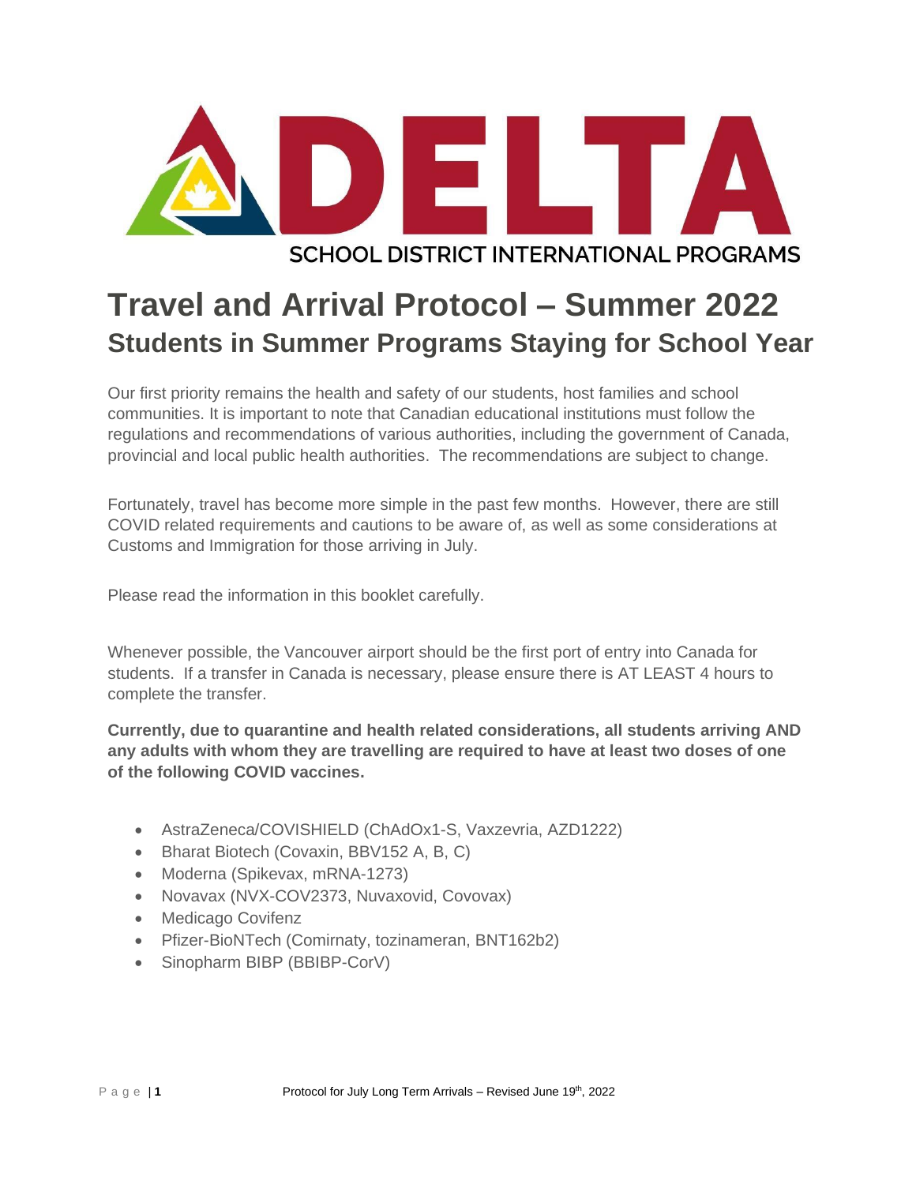DELTA

SCHOOL DISTRICT INTERNATIONAL PROGRAMS

# Travel and Arrival Protocol – Summer 2022

## Students in Summer Programs Staying for School Year

Our first priority remains the health and safety of our students, host families and school communities. It is important to note that Canadian educational institutions must follow the regulations and recommendations of various authorities, including the government of Canada, provincial and local public health authorities. The recommendations are subject to change.

Fortunately, travel has become more simple in the past few months. However, there are still COVID related requirements and cautions to be aware of, as well as some considerations at Customs and Immigration for those arriving in July.

Please read the information in this booklet carefully.

Whenever possible, the Vancouver airport should be the first port of entry into Canada for students. If a transfer in Canada is necessary, please ensure there is AT LEAST 4 hours to complete the transfer.

**Currently, due to quarantine and health related considerations, all students arriving AND any adults with whom they are travelling are required to have at least two doses of one of the following COVID vaccines.**

- AstraZeneca/COVISHIELD (ChAdOx1-S, Vaxzevria, AZD1222)
- Bharat Biotech (Covaxin, BBV152 A, B, C)
- Moderna (Spikevax, mRNA-1273)
- Novavax (NVX-COV2373, Nuvaxovid, Covovax)
- Medicago Covifenz
- Pfizer-BioNTech (Comirnaty, tozinameran, BNT162b2)
- Sinopharm BIBP (BBIBP-CorV)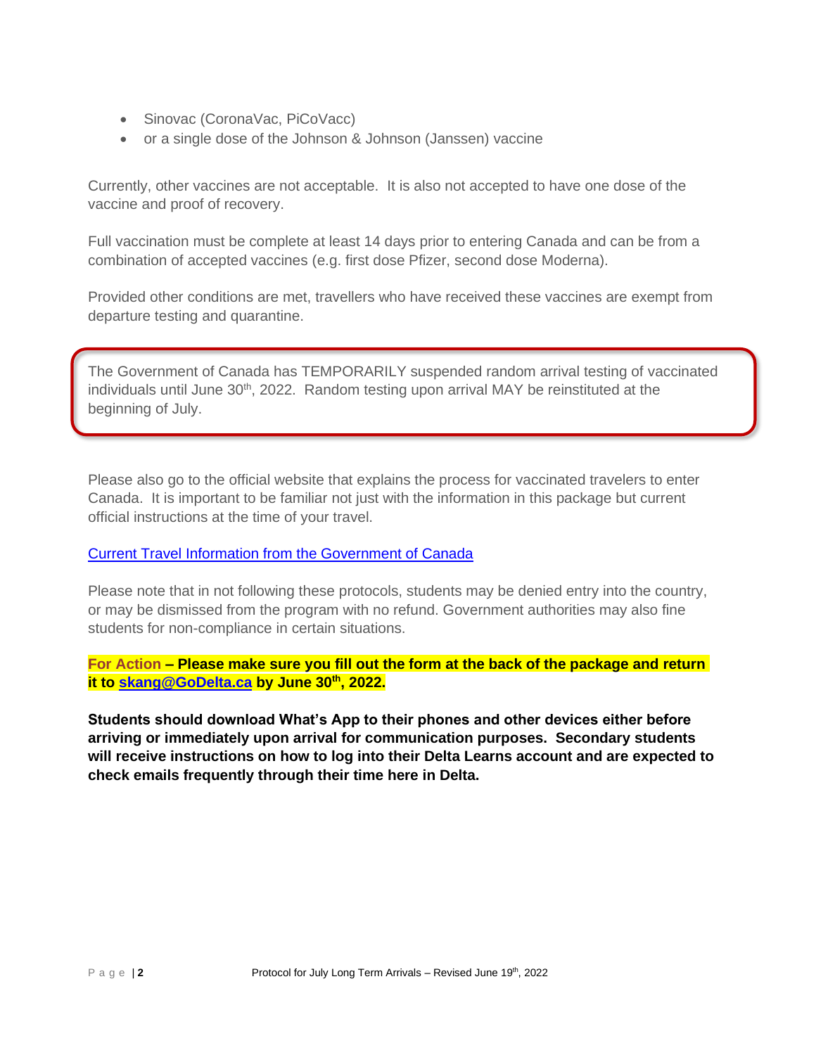- Sinovac (CoronaVac, PiCoVacc)
- or a single dose of the Johnson & Johnson (Janssen) vaccine

Currently, other vaccines are not acceptable. It is also not accepted to have one dose of the vaccine and proof of recovery.

Full vaccination must be complete at least 14 days prior to entering Canada and can be from a combination of accepted vaccines (e.g. first dose Pfizer, second dose Moderna).

Provided other conditions are met, travellers who have received these vaccines are exempt from departure testing and quarantine.

> The Government of Canada has TEMPORARILY suspended random arrival testing of vaccinated individuals until June 30th, 2022. Random testing upon arrival MAY be reinstituted at the beginning of July.

Please also go to the official website that explains the process for vaccinated travelers to enter Canada. It is important to be familiar not just with the information in this package but current official instructions at the time of your travel.

[Current Travel Information from the Government of Canada]

Please note that in not following these protocols, students may be denied entry into the country, or may be dismissed from the program with no refund. Government authorities may also fine students for non-compliance in certain situations.

**For Action – Please make sure you fill out the form at the back of the package and return it to skang@GoDelta.ca by June 30th, 2022.**

**Students should download What's App to their phones and other devices either before arriving or immediately upon arrival for communication purposes. Secondary students will receive instructions on how to log into their Delta Learns account and are expected to check emails frequently through their time here in Delta.**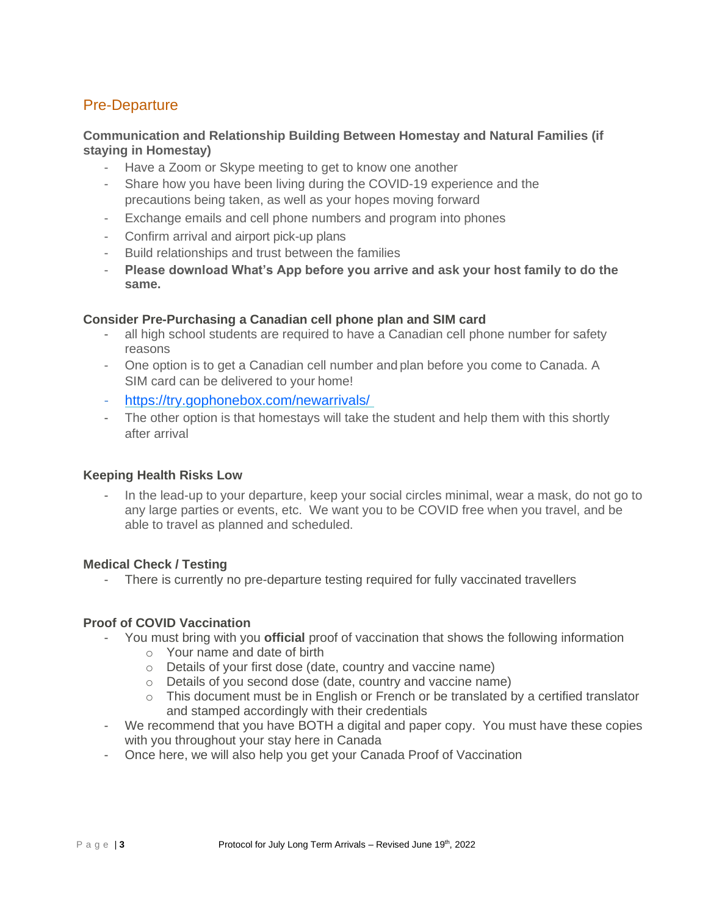## Pre-Departure

### Communication and Relationship Building Between Homestay and Natural Families (if staying in Homestay)

- Have a Zoom or Skype meeting to get to know one another
- Share how you have been living during the COVID-19 experience and the precautions being taken, as well as your hopes moving forward
- Exchange emails and cell phone numbers and program into phones
- Confirm arrival and airport pick-up plans
- Build relationships and trust between the families
- **Please download What's App before you arrive and ask your host family to do the same.**

### Consider Pre-Purchasing a Canadian cell phone plan and SIM card

- all high school students are required to have a Canadian cell phone number for safety reasons
- One option is to get a Canadian cell number and plan before you come to Canada. A SIM card can be delivered to your home!
- https://try.gophonebox.com/newarrivals/
- The other option is that homestays will take the student and help them with this shortly after arrival

### Keeping Health Risks Low

- In the lead-up to your departure, keep your social circles minimal, wear a mask, do not go to any large parties or events, etc. We want you to be COVID free when you travel, and be able to travel as planned and scheduled.

### Medical Check / Testing

- There is currently no pre-departure testing required for fully vaccinated travellers

### Proof of COVID Vaccination

- You must bring with you **official** proof of vaccination that shows the following information
  - Your name and date of birth
  - Details of your first dose (date, country and vaccine name)
  - Details of you second dose (date, country and vaccine name)
  - This document must be in English or French or be translated by a certified translator and stamped accordingly with their credentials
- We recommend that you have BOTH a digital and paper copy. You must have these copies with you throughout your stay here in Canada
- Once here, we will also help you get your Canada Proof of Vaccination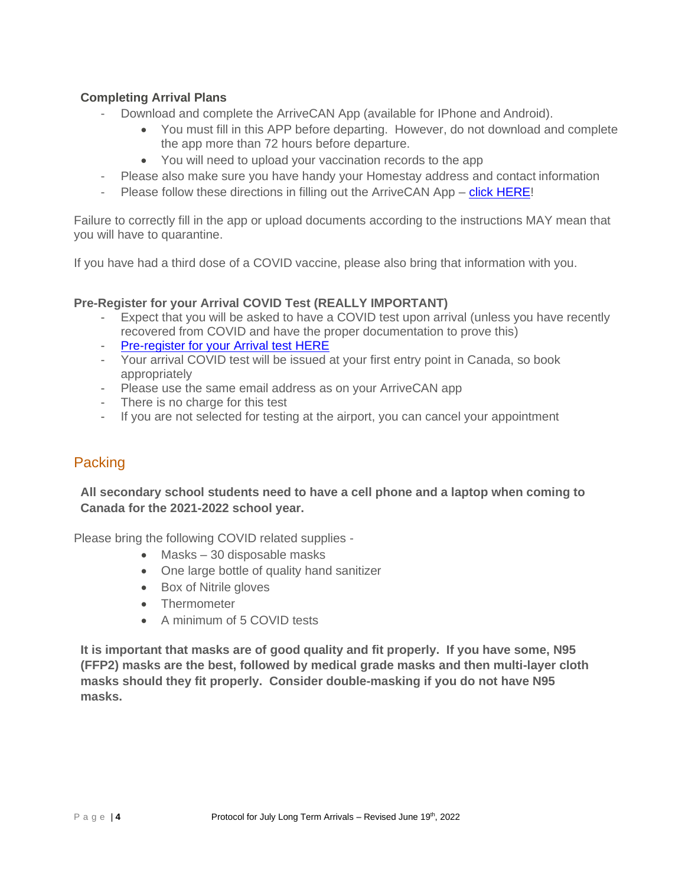**Completing Arrival Plans**

- Download and complete the ArriveCAN App (available for IPhone and Android).
  - You must fill in this APP before departing. However, do not download and complete the app more than 72 hours before departure.
  - You will need to upload your vaccination records to the app
- Please also make sure you have handy your Homestay address and contact information
- Please follow these directions in filling out the ArriveCAN App – click HERE!

Failure to correctly fill in the app or upload documents according to the instructions MAY mean that you will have to quarantine.

If you have had a third dose of a COVID vaccine, please also bring that information with you.

**Pre-Register for your Arrival COVID Test (REALLY IMPORTANT)**

- Expect that you will be asked to have a COVID test upon arrival (unless you have recently recovered from COVID and have the proper documentation to prove this)
- Pre-register for your Arrival test HERE
- Your arrival COVID test will be issued at your first entry point in Canada, so book appropriately
- Please use the same email address as on your ArriveCAN app
- There is no charge for this test
- If you are not selected for testing at the airport, you can cancel your appointment

## Packing

**All secondary school students need to have a cell phone and a laptop when coming to Canada for the 2021-2022 school year.**

Please bring the following COVID related supplies -

- Masks – 30 disposable masks
- One large bottle of quality hand sanitizer
- Box of Nitrile gloves
- Thermometer
- A minimum of 5 COVID tests

**It is important that masks are of good quality and fit properly. If you have some, N95 (FFP2) masks are the best, followed by medical grade masks and then multi-layer cloth masks should they fit properly. Consider double-masking if you do not have N95 masks.**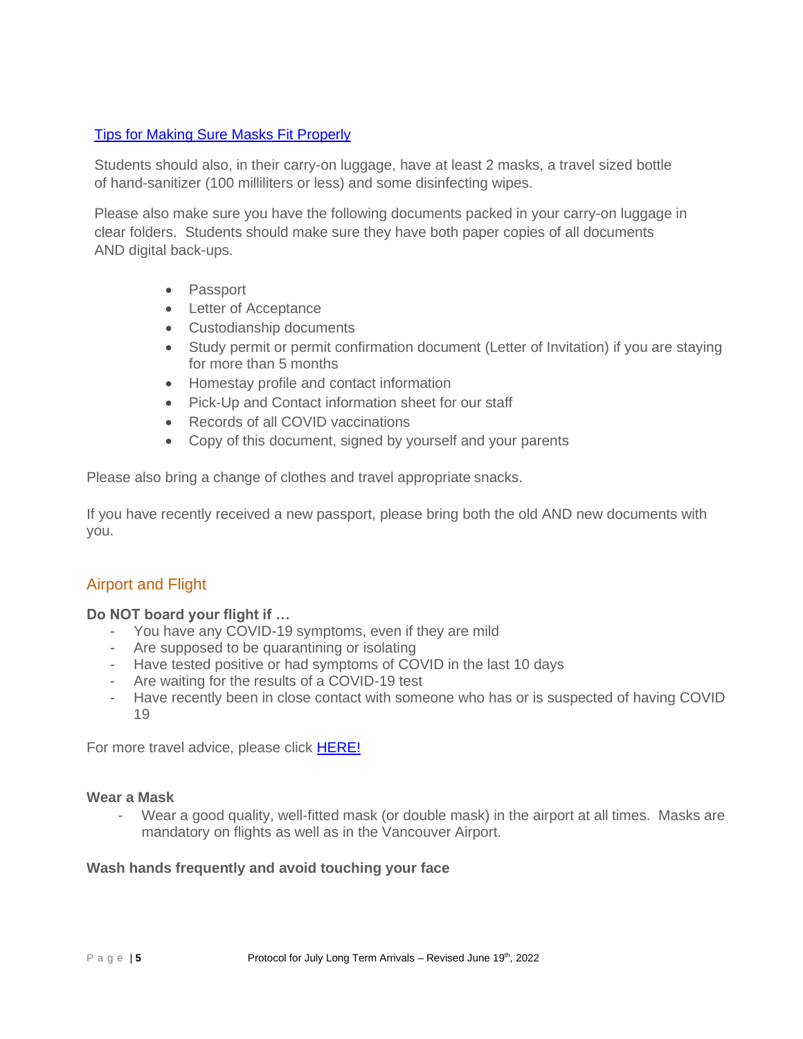[Tips for Making Sure Masks Fit Properly]

Students should also, in their carry-on luggage, have at least 2 masks, a travel sized bottle of hand-sanitizer (100 milliliters or less) and some disinfecting wipes.

Please also make sure you have the following documents packed in your carry-on luggage in clear folders. Students should make sure they have both paper copies of all documents AND digital back-ups.

- Passport
- Letter of Acceptance
- Custodianship documents
- Study permit or permit confirmation document (Letter of Invitation) if you are staying for more than 5 months
- Homestay profile and contact information
- Pick-Up and Contact information sheet for our staff
- Records of all COVID vaccinations
- Copy of this document, signed by yourself and your parents

Please also bring a change of clothes and travel appropriate snacks.

If you have recently received a new passport, please bring both the old AND new documents with you.

## Airport and Flight

**Do NOT board your flight if …**

- You have any COVID-19 symptoms, even if they are mild
- Are supposed to be quarantining or isolating
- Have tested positive or had symptoms of COVID in the last 10 days
- Are waiting for the results of a COVID-19 test
- Have recently been in close contact with someone who has or is suspected of having COVID 19

For more travel advice, please click HERE!

**Wear a Mask**

- Wear a good quality, well-fitted mask (or double mask) in the airport at all times. Masks are mandatory on flights as well as in the Vancouver Airport.

**Wash hands frequently and avoid touching your face**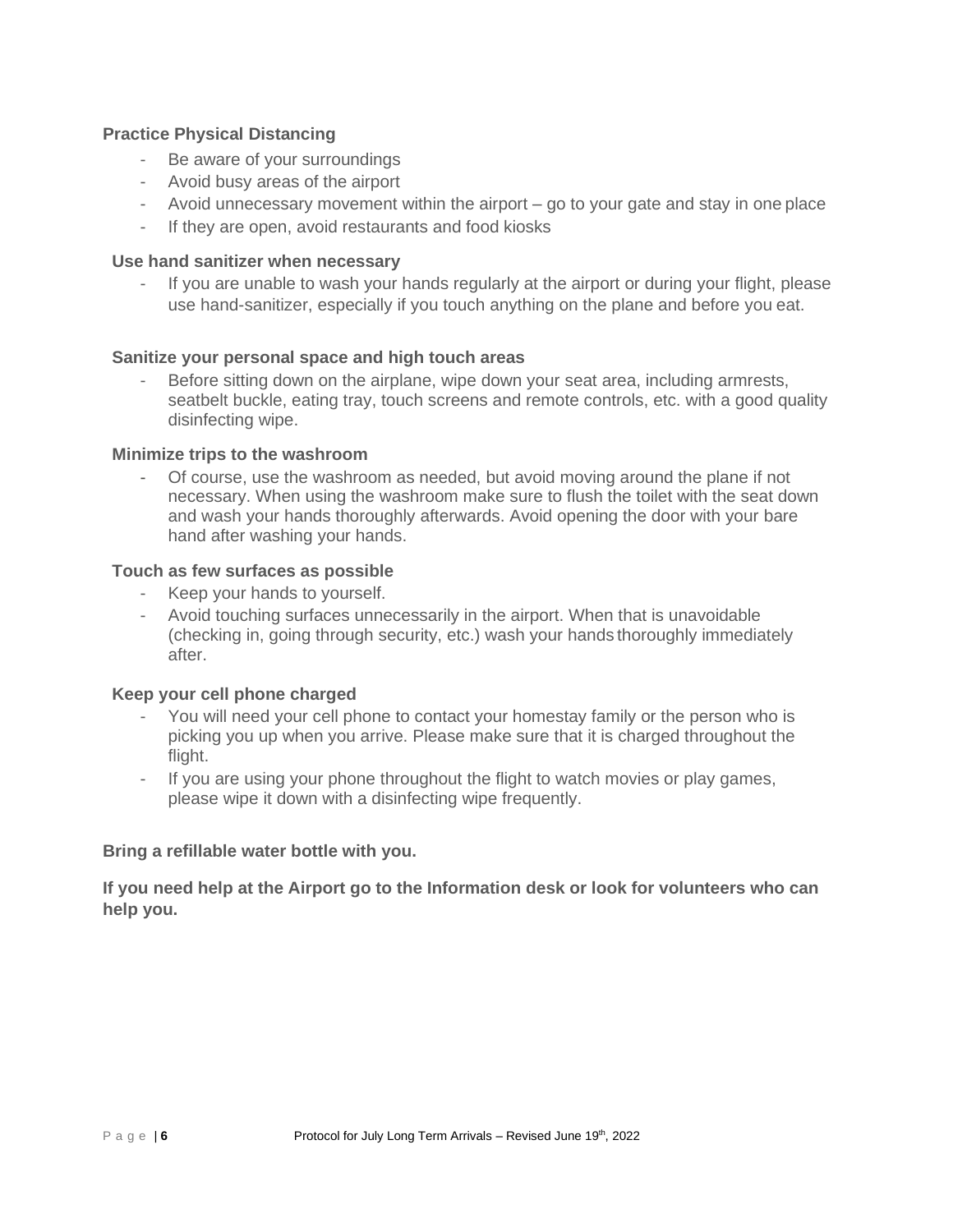**Practice Physical Distancing**

- Be aware of your surroundings
- Avoid busy areas of the airport
- Avoid unnecessary movement within the airport – go to your gate and stay in one place
- If they are open, avoid restaurants and food kiosks

**Use hand sanitizer when necessary**

- If you are unable to wash your hands regularly at the airport or during your flight, please use hand-sanitizer, especially if you touch anything on the plane and before you eat.

**Sanitize your personal space and high touch areas**

- Before sitting down on the airplane, wipe down your seat area, including armrests, seatbelt buckle, eating tray, touch screens and remote controls, etc. with a good quality disinfecting wipe.

**Minimize trips to the washroom**

- Of course, use the washroom as needed, but avoid moving around the plane if not necessary. When using the washroom make sure to flush the toilet with the seat down and wash your hands thoroughly afterwards. Avoid opening the door with your bare hand after washing your hands.

**Touch as few surfaces as possible**

- Keep your hands to yourself.
- Avoid touching surfaces unnecessarily in the airport. When that is unavoidable (checking in, going through security, etc.) wash your hands thoroughly immediately after.

**Keep your cell phone charged**

- You will need your cell phone to contact your homestay family or the person who is picking you up when you arrive. Please make sure that it is charged throughout the flight.
- If you are using your phone throughout the flight to watch movies or play games, please wipe it down with a disinfecting wipe frequently.

**Bring a refillable water bottle with you.**

**If you need help at the Airport go to the Information desk or look for volunteers who can help you.**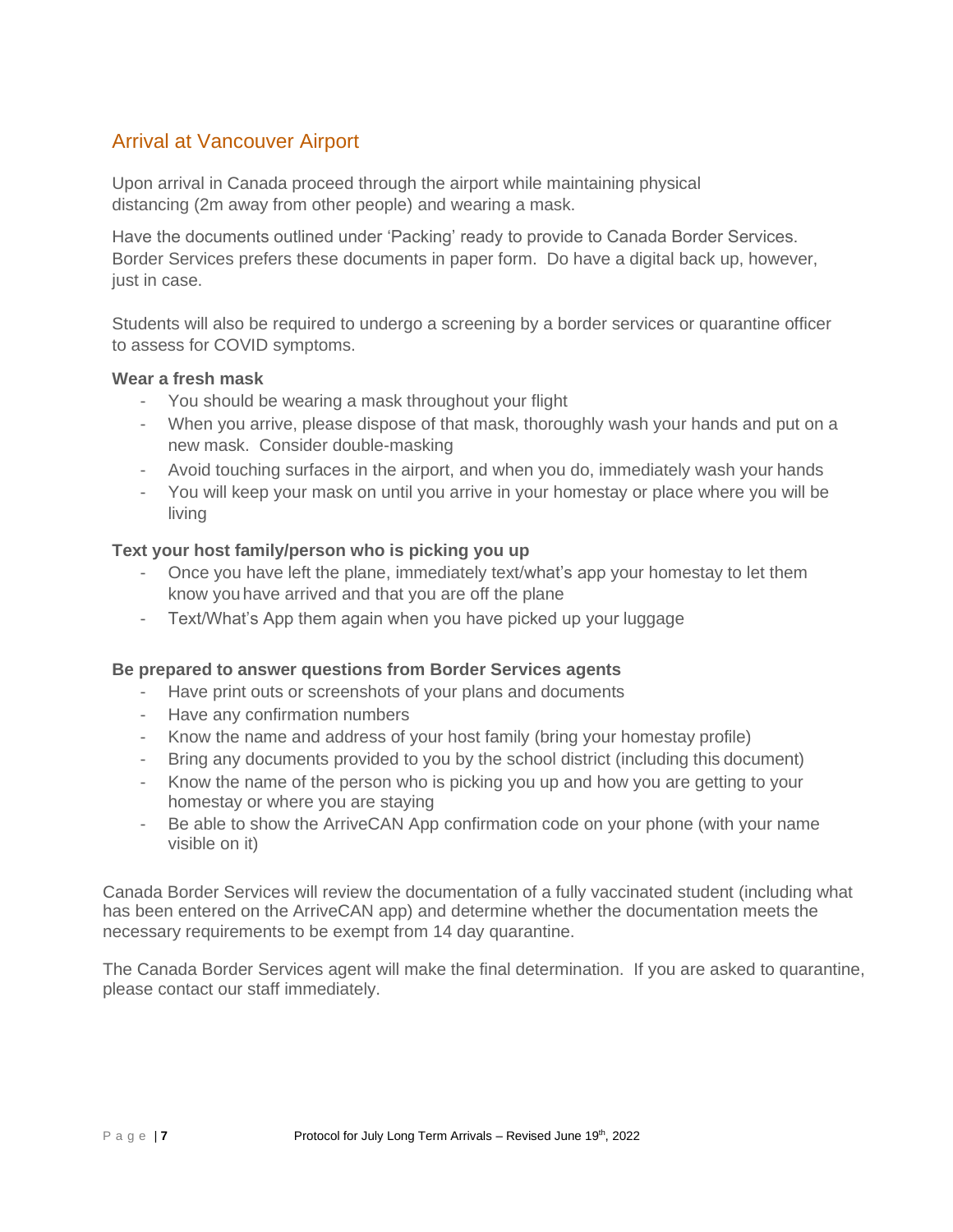## Arrival at Vancouver Airport

Upon arrival in Canada proceed through the airport while maintaining physical distancing (2m away from other people) and wearing a mask.

Have the documents outlined under 'Packing' ready to provide to Canada Border Services. Border Services prefers these documents in paper form. Do have a digital back up, however, just in case.

Students will also be required to undergo a screening by a border services or quarantine officer to assess for COVID symptoms.

**Wear a fresh mask**

- You should be wearing a mask throughout your flight
- When you arrive, please dispose of that mask, thoroughly wash your hands and put on a new mask. Consider double-masking
- Avoid touching surfaces in the airport, and when you do, immediately wash your hands
- You will keep your mask on until you arrive in your homestay or place where you will be living

**Text your host family/person who is picking you up**

- Once you have left the plane, immediately text/what's app your homestay to let them know you have arrived and that you are off the plane
- Text/What's App them again when you have picked up your luggage

**Be prepared to answer questions from Border Services agents**

- Have print outs or screenshots of your plans and documents
- Have any confirmation numbers
- Know the name and address of your host family (bring your homestay profile)
- Bring any documents provided to you by the school district (including this document)
- Know the name of the person who is picking you up and how you are getting to your homestay or where you are staying
- Be able to show the ArriveCAN App confirmation code on your phone (with your name visible on it)

Canada Border Services will review the documentation of a fully vaccinated student (including what has been entered on the ArriveCAN app) and determine whether the documentation meets the necessary requirements to be exempt from 14 day quarantine.

The Canada Border Services agent will make the final determination. If you are asked to quarantine, please contact our staff immediately.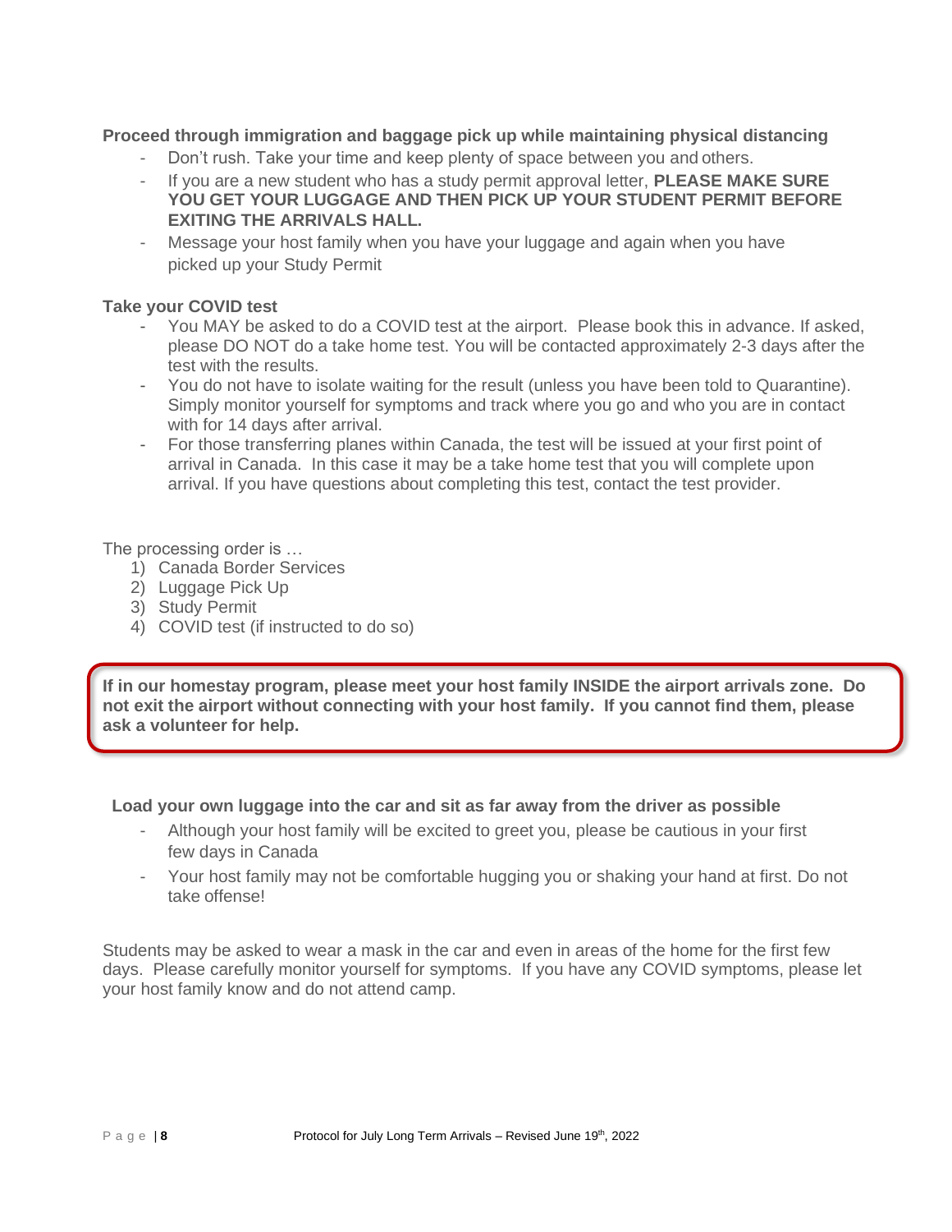**Proceed through immigration and baggage pick up while maintaining physical distancing**

- Don't rush. Take your time and keep plenty of space between you and others.
- If you are a new student who has a study permit approval letter, **PLEASE MAKE SURE YOU GET YOUR LUGGAGE AND THEN PICK UP YOUR STUDENT PERMIT BEFORE EXITING THE ARRIVALS HALL.**
- Message your host family when you have your luggage and again when you have picked up your Study Permit

**Take your COVID test**

- You MAY be asked to do a COVID test at the airport. Please book this in advance. If asked, please DO NOT do a take home test. You will be contacted approximately 2-3 days after the test with the results.
- You do not have to isolate waiting for the result (unless you have been told to Quarantine). Simply monitor yourself for symptoms and track where you go and who you are in contact with for 14 days after arrival.
- For those transferring planes within Canada, the test will be issued at your first point of arrival in Canada. In this case it may be a take home test that you will complete upon arrival. If you have questions about completing this test, contact the test provider.

The processing order is …

1) Canada Border Services
2) Luggage Pick Up
3) Study Permit
4) COVID test (if instructed to do so)

**If in our homestay program, please meet your host family INSIDE the airport arrivals zone. Do not exit the airport without connecting with your host family. If you cannot find them, please ask a volunteer for help.**

**Load your own luggage into the car and sit as far away from the driver as possible**

- Although your host family will be excited to greet you, please be cautious in your first few days in Canada
- Your host family may not be comfortable hugging you or shaking your hand at first. Do not take offense!

Students may be asked to wear a mask in the car and even in areas of the home for the first few days. Please carefully monitor yourself for symptoms. If you have any COVID symptoms, please let your host family know and do not attend camp.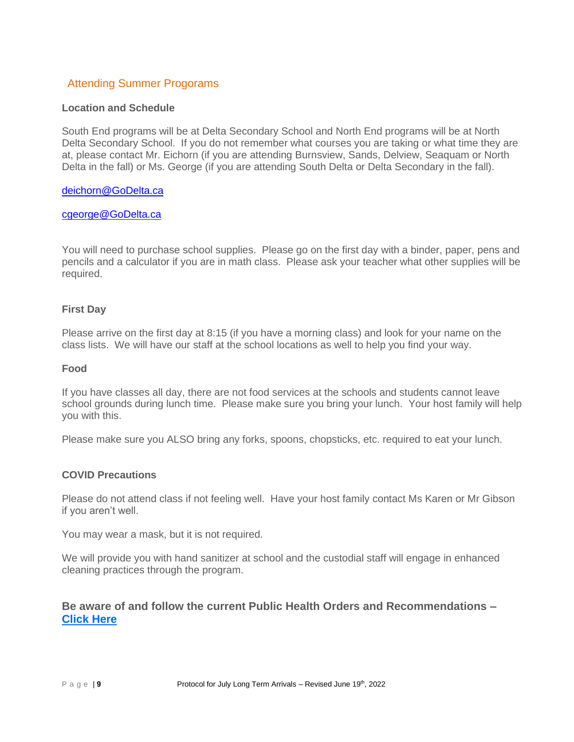## Attending Summer Progorams

### Location and Schedule

South End programs will be at Delta Secondary School and North End programs will be at North Delta Secondary School. If you do not remember what courses you are taking or what time they are at, please contact Mr. Eichorn (if you are attending Burnsview, Sands, Delview, Seaquam or North Delta in the fall) or Ms. George (if you are attending South Delta or Delta Secondary in the fall).

deichorn@GoDelta.ca

cgeorge@GoDelta.ca

You will need to purchase school supplies. Please go on the first day with a binder, paper, pens and pencils and a calculator if you are in math class. Please ask your teacher what other supplies will be required.

### First Day

Please arrive on the first day at 8:15 (if you have a morning class) and look for your name on the class lists. We will have our staff at the school locations as well to help you find your way.

### Food

If you have classes all day, there are not food services at the schools and students cannot leave school grounds during lunch time. Please make sure you bring your lunch. Your host family will help you with this.

Please make sure you ALSO bring any forks, spoons, chopsticks, etc. required to eat your lunch.

### COVID Precautions

Please do not attend class if not feeling well. Have your host family contact Ms Karen or Mr Gibson if you aren't well.

You may wear a mask, but it is not required.

We will provide you with hand sanitizer at school and the custodial staff will engage in enhanced cleaning practices through the program.

### Be aware of and follow the current Public Health Orders and Recommendations – Click Here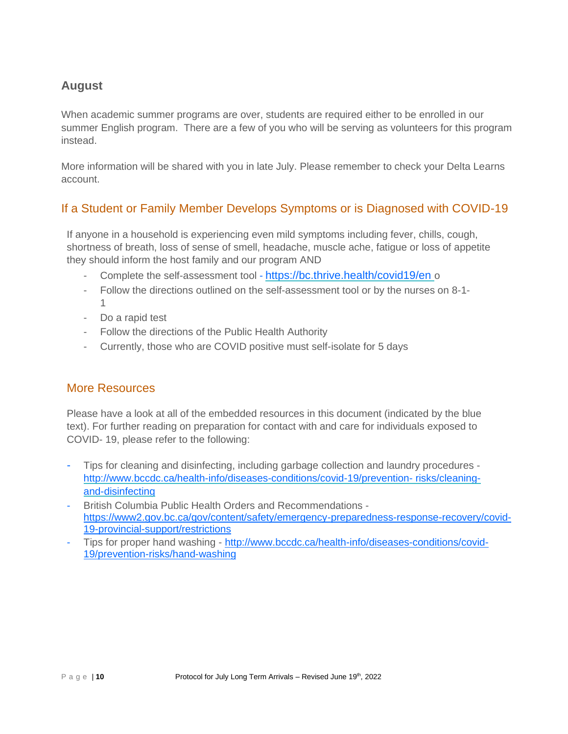## August

When academic summer programs are over, students are required either to be enrolled in our summer English program.  There are a few of you who will be serving as volunteers for this program instead.

More information will be shared with you in late July. Please remember to check your Delta Learns account.

## If a Student or Family Member Develops Symptoms or is Diagnosed with COVID-19

If anyone in a household is experiencing even mild symptoms including fever, chills, cough, shortness of breath, loss of sense of smell, headache, muscle ache, fatigue or loss of appetite they should inform the host family and our program AND

- Complete the self-assessment tool - https://bc.thrive.health/covid19/en o
- Follow the directions outlined on the self-assessment tool or by the nurses on 8-1-1
- Do a rapid test
- Follow the directions of the Public Health Authority
- Currently, those who are COVID positive must self-isolate for 5 days

## More Resources

Please have a look at all of the embedded resources in this document (indicated by the blue text). For further reading on preparation for contact with and care for individuals exposed to COVID- 19, please refer to the following:

- Tips for cleaning and disinfecting, including garbage collection and laundry procedures - http://www.bccdc.ca/health-info/diseases-conditions/covid-19/prevention- risks/cleaning-and-disinfecting
- British Columbia Public Health Orders and Recommendations - https://www2.gov.bc.ca/gov/content/safety/emergency-preparedness-response-recovery/covid-19-provincial-support/restrictions
- Tips for proper hand washing - http://www.bccdc.ca/health-info/diseases-conditions/covid-19/prevention-risks/hand-washing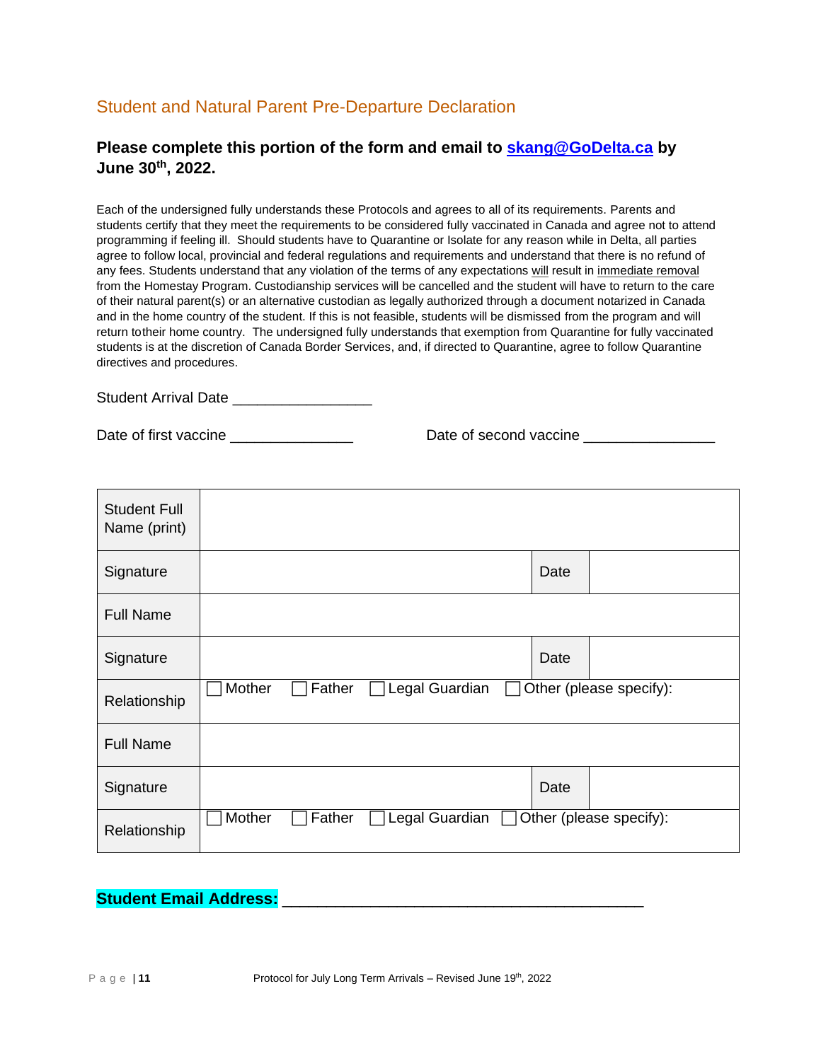## Student and Natural Parent Pre-Departure Declaration

**Please complete this portion of the form and email to [skang@GoDelta.ca](mailto:skang@GoDelta.ca) by June 30th, 2022.**

Each of the undersigned fully understands these Protocols and agrees to all of its requirements. Parents and students certify that they meet the requirements to be considered fully vaccinated in Canada and agree not to attend programming if feeling ill. Should students have to Quarantine or Isolate for any reason while in Delta, all parties agree to follow local, provincial and federal regulations and requirements and understand that there is no refund of any fees. Students understand that any violation of the terms of any expectations will result in immediate removal from the Homestay Program. Custodianship services will be cancelled and the student will have to return to the care of their natural parent(s) or an alternative custodian as legally authorized through a document notarized in Canada and in the home country of the student. If this is not feasible, students will be dismissed from the program and will return to their home country. The undersigned fully understands that exemption from Quarantine for fully vaccinated students is at the discretion of Canada Border Services, and, if directed to Quarantine, agree to follow Quarantine directives and procedures.

Student Arrival Date _________________

Date of first vaccine _______________ Date of second vaccine ________________

| | | | |
|---|---|---|---|
| Student Full Name (print) | | | |
| Signature | | Date | |
| Full Name | | | |
| Signature | | Date | |
| Relationship | ☐ Mother ☐ Father ☐ Legal Guardian ☐ Other (please specify): | | |
| Full Name | | | |
| Signature | | Date | |
| Relationship | ☐ Mother ☐ Father ☐ Legal Guardian ☐ Other (please specify): | | |

**Student Email Address:** ___________________________________________